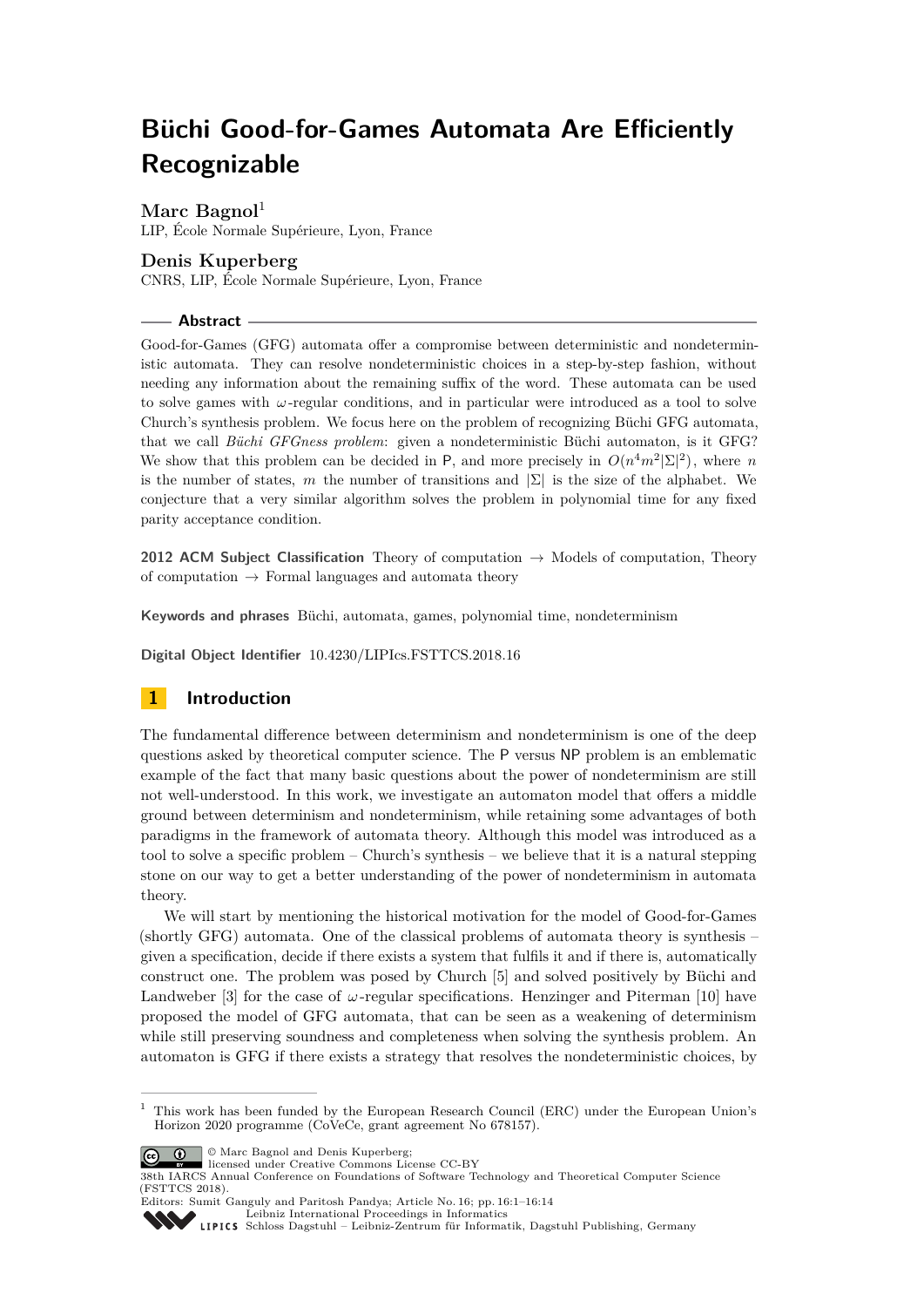# Büchi Good-for-Games Automata Are Efficiently Recognizable

**Marc Bagnol**[1]
LIP, École Normale Supérieure, Lyon, France

**Denis Kuperberg**
CNRS, LIP, École Normale Supérieure, Lyon, France

## Abstract

Good-for-Games (GFG) automata offer a compromise between deterministic and nondeterministic automata. They can resolve nondeterministic choices in a step-by-step fashion, without needing any information about the remaining suffix of the word. These automata can be used to solve games with $\omega$-regular conditions, and in particular were introduced as a tool to solve Church's synthesis problem. We focus here on the problem of recognizing Büchi GFG automata, that we call *Büchi GFGness problem*: given a nondeterministic Büchi automaton, is it GFG? We show that this problem can be decided in P, and more precisely in $O(n^4m^2|\Sigma|^2)$, where $n$ is the number of states, $m$ the number of transitions and $|\Sigma|$ is the size of the alphabet. We conjecture that a very similar algorithm solves the problem in polynomial time for any fixed parity acceptance condition.

**2012 ACM Subject Classification** Theory of computation → Models of computation, Theory of computation → Formal languages and automata theory

**Keywords and phrases** Büchi, automata, games, polynomial time, nondeterminism

**Digital Object Identifier** 10.4230/LIPIcs.FSTTCS.2018.16

## 1 Introduction

The fundamental difference between determinism and nondeterminism is one of the deep questions asked by theoretical computer science. The P versus NP problem is an emblematic example of the fact that many basic questions about the power of nondeterminism are still not well-understood. In this work, we investigate an automaton model that offers a middle ground between determinism and nondeterminism, while retaining some advantages of both paradigms in the framework of automata theory. Although this model was introduced as a tool to solve a specific problem – Church's synthesis – we believe that it is a natural stepping stone on our way to get a better understanding of the power of nondeterminism in automata theory.

We will start by mentioning the historical motivation for the model of Good-for-Games (shortly GFG) automata. One of the classical problems of automata theory is synthesis – given a specification, decide if there exists a system that fulfils it and if there is, automatically construct one. The problem was posed by Church [5] and solved positively by Büchi and Landweber [3] for the case of $\omega$-regular specifications. Henzinger and Piterman [10] have proposed the model of GFG automata, that can be seen as a weakening of determinism while still preserving soundness and completeness when solving the synthesis problem. An automaton is GFG if there exists a strategy that resolves the nondeterministic choices, by

---

[1] This work has been funded by the European Research Council (ERC) under the European Union's Horizon 2020 programme (CoVeCe, grant agreement No 678157).

© Marc Bagnol and Denis Kuperberg;
licensed under Creative Commons License CC-BY
38th IARCS Annual Conference on Foundations of Software Technology and Theoretical Computer Science (FSTTCS 2018).
Editors: Sumit Ganguly and Paritosh Pandya; Article No. 16; pp. 16:1–16:14
Leibniz International Proceedings in Informatics
Schloss Dagstuhl – Leibniz-Zentrum für Informatik, Dagstuhl Publishing, Germany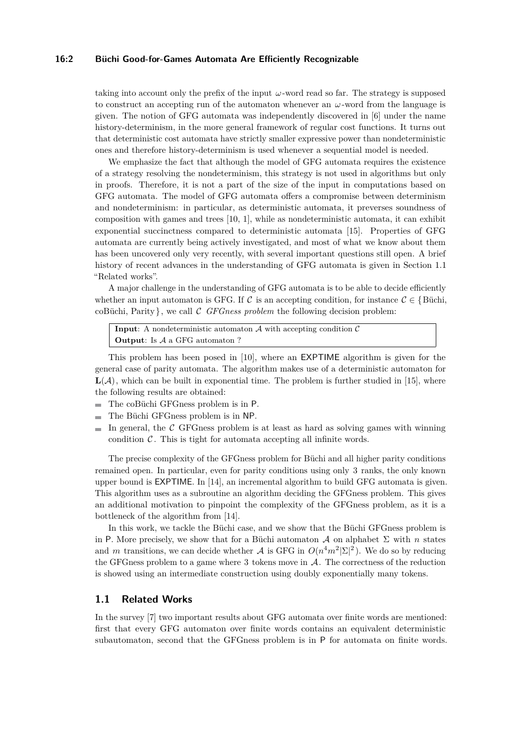taking into account only the prefix of the input $\omega$-word read so far. The strategy is supposed to construct an accepting run of the automaton whenever an $\omega$-word from the language is given. The notion of GFG automata was independently discovered in [6] under the name history-determinism, in the more general framework of regular cost functions. It turns out that deterministic cost automata have strictly smaller expressive power than nondeterministic ones and therefore history-determinism is used whenever a sequential model is needed.

We emphasize the fact that although the model of GFG automata requires the existence of a strategy resolving the nondeterminism, this strategy is not used in algorithms but only in proofs. Therefore, it is not a part of the size of the input in computations based on GFG automata. The model of GFG automata offers a compromise between determinism and nondeterminism: in particular, as deterministic automata, it preverses soundness of composition with games and trees [10, 1], while as nondeterministic automata, it can exhibit exponential succinctness compared to deterministic automata [15]. Properties of GFG automata are currently being actively investigated, and most of what we know about them has been uncovered only very recently, with several important questions still open. A brief history of recent advances in the understanding of GFG automata is given in Section 1.1 "Related works".

A major challenge in the understanding of GFG automata is to be able to decide efficiently whether an input automaton is GFG. If $\mathcal{C}$ is an accepting condition, for instance $\mathcal{C} \in \{$Büchi, coBüchi, Parity$\}$, we call $\mathcal{C}$ *GFGness problem* the following decision problem:

**Input**: A nondeterministic automaton $\mathcal{A}$ with accepting condition $\mathcal{C}$
**Output**: Is $\mathcal{A}$ a GFG automaton ?

This problem has been posed in [10], where an EXPTIME algorithm is given for the general case of parity automata. The algorithm makes use of a deterministic automaton for $\mathbf{L}(\mathcal{A})$, which can be built in exponential time. The problem is further studied in [15], where the following results are obtained:

- The coBüchi GFGness problem is in P.
- The Büchi GFGness problem is in NP.
- In general, the $\mathcal{C}$ GFGness problem is at least as hard as solving games with winning condition $\mathcal{C}$. This is tight for automata accepting all infinite words.

The precise complexity of the GFGness problem for Büchi and all higher parity conditions remained open. In particular, even for parity conditions using only 3 ranks, the only known upper bound is EXPTIME. In [14], an incremental algorithm to build GFG automata is given. This algorithm uses as a subroutine an algorithm deciding the GFGness problem. This gives an additional motivation to pinpoint the complexity of the GFGness problem, as it is a bottleneck of the algorithm from [14].

In this work, we tackle the Büchi case, and we show that the Büchi GFGness problem is in P. More precisely, we show that for a Büchi automaton $\mathcal{A}$ on alphabet $\Sigma$ with $n$ states and $m$ transitions, we can decide whether $\mathcal{A}$ is GFG in $O(n^4m^2|\Sigma|^2)$. We do so by reducing the GFGness problem to a game where 3 tokens move in $\mathcal{A}$. The correctness of the reduction is showed using an intermediate construction using doubly exponentially many tokens.

## 1.1 Related Works

In the survey [7] two important results about GFG automata over finite words are mentioned: first that every GFG automaton over finite words contains an equivalent deterministic subautomaton, second that the GFGness problem is in P for automata on finite words.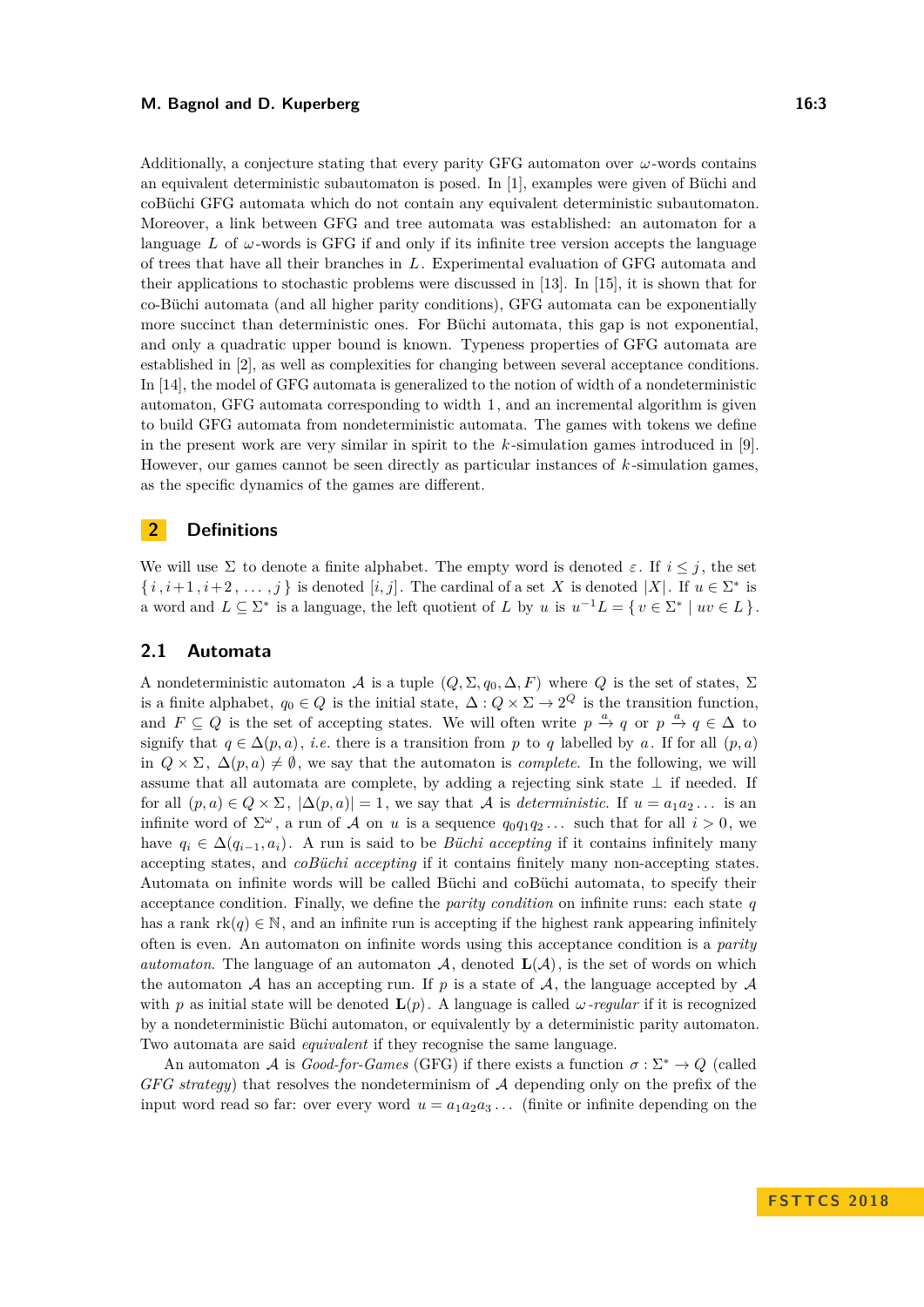Additionally, a conjecture stating that every parity GFG automaton over $\omega$-words contains an equivalent deterministic subautomaton is posed. In [1], examples were given of Büchi and coBüchi GFG automata which do not contain any equivalent deterministic subautomaton. Moreover, a link between GFG and tree automata was established: an automaton for a language $L$ of $\omega$-words is GFG if and only if its infinite tree version accepts the language of trees that have all their branches in $L$. Experimental evaluation of GFG automata and their applications to stochastic problems were discussed in [13]. In [15], it is shown that for co-Büchi automata (and all higher parity conditions), GFG automata can be exponentially more succinct than deterministic ones. For Büchi automata, this gap is not exponential, and only a quadratic upper bound is known. Typeness properties of GFG automata are established in [2], as well as complexities for changing between several acceptance conditions. In [14], the model of GFG automata is generalized to the notion of width of a nondeterministic automaton, GFG automata corresponding to width 1, and an incremental algorithm is given to build GFG automata from nondeterministic automata. The games with tokens we define in the present work are very similar in spirit to the $k$-simulation games introduced in [9]. However, our games cannot be seen directly as particular instances of $k$-simulation games, as the specific dynamics of the games are different.

## 2 Definitions

We will use $\Sigma$ to denote a finite alphabet. The empty word is denoted $\varepsilon$. If $i \leq j$, the set $\{\, i, i+1, i+2, \dots, j \,\}$ is denoted $[i, j]$. The cardinal of a set $X$ is denoted $|X|$. If $u \in \Sigma^*$ is a word and $L \subseteq \Sigma^*$ is a language, the left quotient of $L$ by $u$ is $u^{-1}L = \{\, v \in \Sigma^* \mid uv \in L \,\}$.

### 2.1 Automata

A nondeterministic automaton $\mathcal{A}$ is a tuple $(Q, \Sigma, q_0, \Delta, F)$ where $Q$ is the set of states, $\Sigma$ is a finite alphabet, $q_0 \in Q$ is the initial state, $\Delta : Q \times \Sigma \to 2^Q$ is the transition function, and $F \subseteq Q$ is the set of accepting states. We will often write $p \xrightarrow{a} q$ or $p \xrightarrow{a} q \in \Delta$ to signify that $q \in \Delta(p, a)$, *i.e.* there is a transition from $p$ to $q$ labelled by $a$. If for all $(p, a)$ in $Q \times \Sigma$, $\Delta(p, a) \neq \emptyset$, we say that the automaton is *complete*. In the following, we will assume that all automata are complete, by adding a rejecting sink state $\bot$ if needed. If for all $(p, a) \in Q \times \Sigma$, $|\Delta(p, a)| = 1$, we say that $\mathcal{A}$ is *deterministic*. If $u = a_1 a_2 \dots$ is an infinite word of $\Sigma^\omega$, a run of $\mathcal{A}$ on $u$ is a sequence $q_0 q_1 q_2 \dots$ such that for all $i > 0$, we have $q_i \in \Delta(q_{i-1}, a_i)$. A run is said to be *Büchi accepting* if it contains infinitely many accepting states, and *coBüchi accepting* if it contains finitely many non-accepting states. Automata on infinite words will be called Büchi and coBüchi automata, to specify their acceptance condition. Finally, we define the *parity condition* on infinite runs: each state $q$ has a rank $\mathrm{rk}(q) \in \mathbb{N}$, and an infinite run is accepting if the highest rank appearing infinitely often is even. An automaton on infinite words using this acceptance condition is a *parity automaton*. The language of an automaton $\mathcal{A}$, denoted $\mathbf{L}(\mathcal{A})$, is the set of words on which the automaton $\mathcal{A}$ has an accepting run. If $p$ is a state of $\mathcal{A}$, the language accepted by $\mathcal{A}$ with $p$ as initial state will be denoted $\mathbf{L}(p)$. A language is called $\omega$*-regular* if it is recognized by a nondeterministic Büchi automaton, or equivalently by a deterministic parity automaton. Two automata are said *equivalent* if they recognise the same language.

An automaton $\mathcal{A}$ is *Good-for-Games* (GFG) if there exists a function $\sigma : \Sigma^* \to Q$ (called *GFG strategy*) that resolves the nondeterminism of $\mathcal{A}$ depending only on the prefix of the input word read so far: over every word $u = a_1 a_2 a_3 \dots$ (finite or infinite depending on the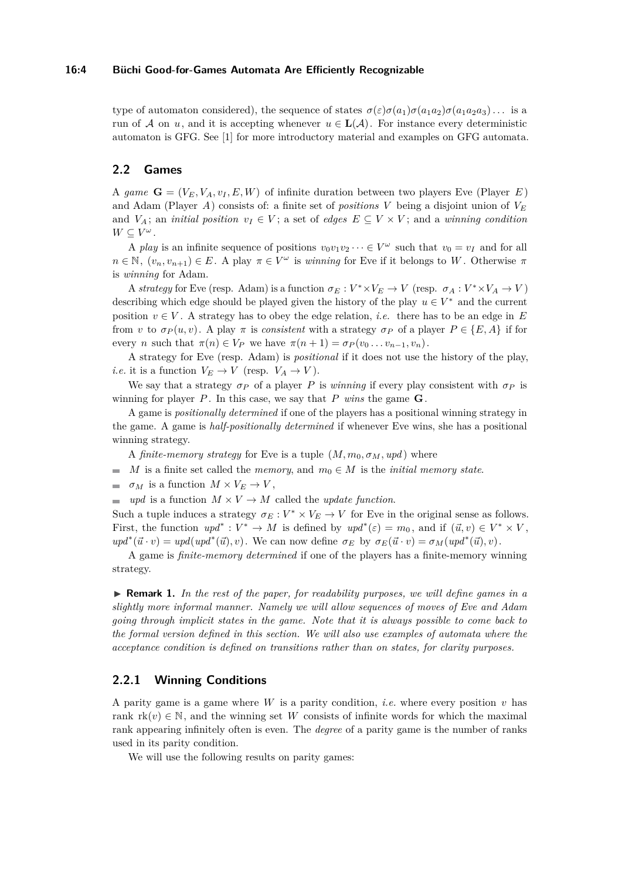type of automaton considered), the sequence of states $\sigma(\varepsilon)\sigma(a_1)\sigma(a_1a_2)\sigma(a_1a_2a_3)\dots$ is a run of $\mathcal{A}$ on $u$, and it is accepting whenever $u \in \mathbf{L}(\mathcal{A})$. For instance every deterministic automaton is GFG. See [1] for more introductory material and examples on GFG automata.

## 2.2 Games

A *game* $\mathbf{G} = (V_E, V_A, v_I, E, W)$ of infinite duration between two players Eve (Player $E$) and Adam (Player $A$) consists of: a finite set of *positions* $V$ being a disjoint union of $V_E$ and $V_A$; an *initial position* $v_I \in V$; a set of *edges* $E \subseteq V \times V$; and a *winning condition* $W \subseteq V^\omega$.

A *play* is an infinite sequence of positions $v_0v_1v_2\dots \in V^\omega$ such that $v_0 = v_I$ and for all $n \in \mathbb{N}$, $(v_n, v_{n+1}) \in E$. A play $\pi \in V^\omega$ is *winning* for Eve if it belongs to $W$. Otherwise $\pi$ is *winning* for Adam.

A *strategy* for Eve (resp. Adam) is a function $\sigma_E : V^* \times V_E \to V$ (resp. $\sigma_A : V^* \times V_A \to V$) describing which edge should be played given the history of the play $u \in V^*$ and the current position $v \in V$. A strategy has to obey the edge relation, *i.e.* there has to be an edge in $E$ from $v$ to $\sigma_P(u, v)$. A play $\pi$ is *consistent* with a strategy $\sigma_P$ of a player $P \in \{E, A\}$ if for every $n$ such that $\pi(n) \in V_P$ we have $\pi(n+1) = \sigma_P(v_0 \dots v_{n-1}, v_n)$.

A strategy for Eve (resp. Adam) is *positional* if it does not use the history of the play, *i.e.* it is a function $V_E \to V$ (resp. $V_A \to V$).

We say that a strategy $\sigma_P$ of a player $P$ is *winning* if every play consistent with $\sigma_P$ is winning for player $P$. In this case, we say that $P$ *wins* the game $\mathbf{G}$.

A game is *positionally determined* if one of the players has a positional winning strategy in the game. A game is *half-positionally determined* if whenever Eve wins, she has a positional winning strategy.

A *finite-memory strategy* for Eve is a tuple $(M, m_0, \sigma_M, upd)$ where

- $M$ is a finite set called the *memory*, and $m_0 \in M$ is the *initial memory state*.
- $\sigma_M$ is a function $M \times V_E \to V$,
- $upd$ is a function $M \times V \to M$ called the *update function*.

Such a tuple induces a strategy $\sigma_E : V^* \times V_E \to V$ for Eve in the original sense as follows. First, the function $upd^* : V^* \to M$ is defined by $upd^*(\varepsilon) = m_0$, and if $(\vec{u}, v) \in V^* \times V$, $upd^*(\vec{u} \cdot v) = upd(upd^*(\vec{u}), v)$. We can now define $\sigma_E$ by $\sigma_E(\vec{u} \cdot v) = \sigma_M(upd^*(\vec{u}), v)$.

A game is *finite-memory determined* if one of the players has a finite-memory winning strategy.

▶ **Remark 1.** *In the rest of the paper, for readability purposes, we will define games in a slightly more informal manner. Namely we will allow sequences of moves of Eve and Adam going through implicit states in the game. Note that it is always possible to come back to the formal version defined in this section. We will also use examples of automata where the acceptance condition is defined on transitions rather than on states, for clarity purposes.*

### 2.2.1 Winning Conditions

A parity game is a game where $W$ is a parity condition, *i.e.* where every position $v$ has rank $\mathrm{rk}(v) \in \mathbb{N}$, and the winning set $W$ consists of infinite words for which the maximal rank appearing infinitely often is even. The *degree* of a parity game is the number of ranks used in its parity condition.

We will use the following results on parity games: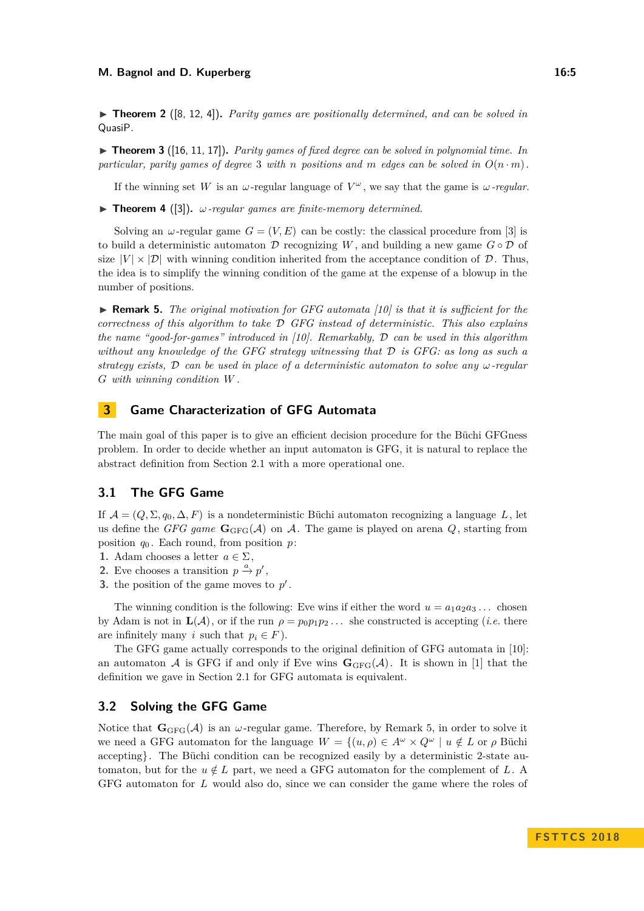▶ **Theorem 2** ([8, 12, 4])**.** *Parity games are positionally determined, and can be solved in* QuasiP*.*

▶ **Theorem 3** ([16, 11, 17])**.** *Parity games of fixed degree can be solved in polynomial time. In particular, parity games of degree* 3 *with* $n$ *positions and* $m$ *edges can be solved in* $O(n \cdot m)$*.*

If the winning set $W$ is an $\omega$-regular language of $V^\omega$, we say that the game is *$\omega$-regular*.

▶ **Theorem 4** ([3])**.** *$\omega$-regular games are finite-memory determined.*

Solving an $\omega$-regular game $G = (V, E)$ can be costly: the classical procedure from [3] is to build a deterministic automaton $\mathcal{D}$ recognizing $W$, and building a new game $G \circ \mathcal{D}$ of size $|V| \times |\mathcal{D}|$ with winning condition inherited from the acceptance condition of $\mathcal{D}$. Thus, the idea is to simplify the winning condition of the game at the expense of a blowup in the number of positions.

▶ **Remark 5.** *The original motivation for GFG automata [10] is that it is sufficient for the correctness of this algorithm to take $\mathcal{D}$ GFG instead of deterministic. This also explains the name "good-for-games" introduced in [10]. Remarkably, $\mathcal{D}$ can be used in this algorithm without any knowledge of the GFG strategy witnessing that $\mathcal{D}$ is GFG: as long as such a strategy exists, $\mathcal{D}$ can be used in place of a deterministic automaton to solve any $\omega$-regular $G$ with winning condition $W$.*

## 3 Game Characterization of GFG Automata

The main goal of this paper is to give an efficient decision procedure for the Büchi GFGness problem. In order to decide whether an input automaton is GFG, it is natural to replace the abstract definition from Section 2.1 with a more operational one.

### 3.1 The GFG Game

If $\mathcal{A} = (Q, \Sigma, q_0, \Delta, F)$ is a nondeterministic Büchi automaton recognizing a language $L$, let us define the *GFG game* $\mathbf{G}_{\text{GFG}}(\mathcal{A})$ on $\mathcal{A}$. The game is played on arena $Q$, starting from position $q_0$. Each round, from position $p$:

1. Adam chooses a letter $a \in \Sigma$,
2. Eve chooses a transition $p \xrightarrow{a} p'$,
3. the position of the game moves to $p'$.

The winning condition is the following: Eve wins if either the word $u = a_1a_2a_3\ldots$ chosen by Adam is not in $\mathbf{L}(\mathcal{A})$, or if the run $\rho = p_0p_1p_2\ldots$ she constructed is accepting (*i.e.* there are infinitely many $i$ such that $p_i \in F$).

The GFG game actually corresponds to the original definition of GFG automata in [10]: an automaton $\mathcal{A}$ is GFG if and only if Eve wins $\mathbf{G}_{\text{GFG}}(\mathcal{A})$. It is shown in [1] that the definition we gave in Section 2.1 for GFG automata is equivalent.

### 3.2 Solving the GFG Game

Notice that $\mathbf{G}_{\text{GFG}}(\mathcal{A})$ is an $\omega$-regular game. Therefore, by Remark 5, in order to solve it we need a GFG automaton for the language $W = \{(u, \rho) \in A^\omega \times Q^\omega \mid u \notin L \text{ or } \rho \text{ Büchi accepting}\}$. The Büchi condition can be recognized easily by a deterministic 2-state automaton, but for the $u \notin L$ part, we need a GFG automaton for the complement of $L$. A GFG automaton for $L$ would also do, since we can consider the game where the roles of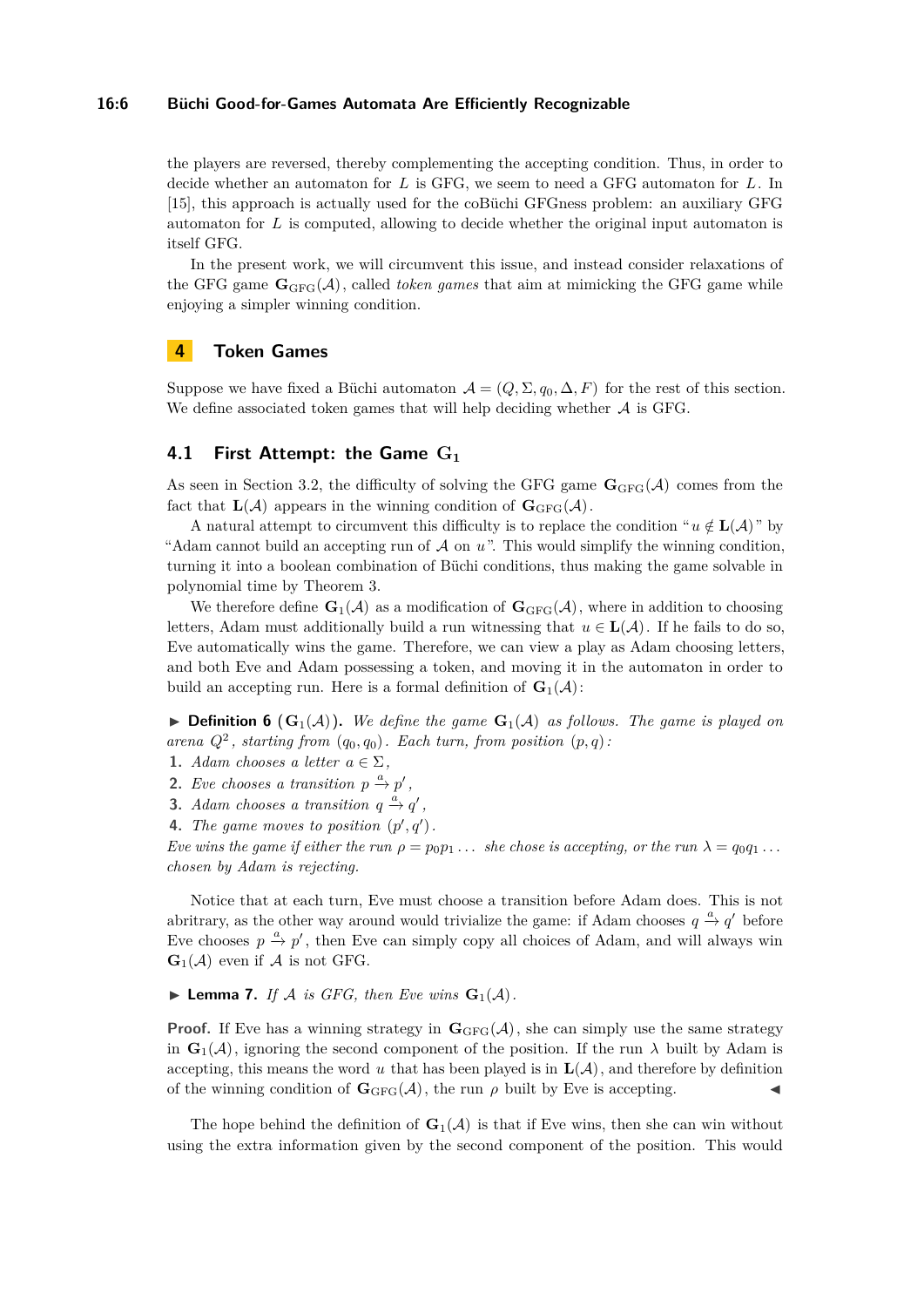the players are reversed, thereby complementing the accepting condition. Thus, in order to decide whether an automaton for $L$ is GFG, we seem to need a GFG automaton for $L$. In [15], this approach is actually used for the coBüchi GFGness problem: an auxiliary GFG automaton for $L$ is computed, allowing to decide whether the original input automaton is itself GFG.

In the present work, we will circumvent this issue, and instead consider relaxations of the GFG game $\mathbf{G}_{\mathrm{GFG}}(\mathcal{A})$, called *token games* that aim at mimicking the GFG game while enjoying a simpler winning condition.

# 4 Token Games

Suppose we have fixed a Büchi automaton $\mathcal{A} = (Q, \Sigma, q_0, \Delta, F)$ for the rest of this section. We define associated token games that will help deciding whether $\mathcal{A}$ is GFG.

## 4.1 First Attempt: the Game $\mathrm{G}_1$

As seen in Section 3.2, the difficulty of solving the GFG game $\mathbf{G}_{\mathrm{GFG}}(\mathcal{A})$ comes from the fact that $\mathbf{L}(\mathcal{A})$ appears in the winning condition of $\mathbf{G}_{\mathrm{GFG}}(\mathcal{A})$.

A natural attempt to circumvent this difficulty is to replace the condition "$u \notin \mathbf{L}(\mathcal{A})$" by "Adam cannot build an accepting run of $\mathcal{A}$ on $u$". This would simplify the winning condition, turning it into a boolean combination of Büchi conditions, thus making the game solvable in polynomial time by Theorem 3.

We therefore define $\mathbf{G}_1(\mathcal{A})$ as a modification of $\mathbf{G}_{\mathrm{GFG}}(\mathcal{A})$, where in addition to choosing letters, Adam must additionally build a run witnessing that $u \in \mathbf{L}(\mathcal{A})$. If he fails to do so, Eve automatically wins the game. Therefore, we can view a play as Adam choosing letters, and both Eve and Adam possessing a token, and moving it in the automaton in order to build an accepting run. Here is a formal definition of $\mathbf{G}_1(\mathcal{A})$:

▶ **Definition 6** ($\mathbf{G}_1(\mathcal{A})$). *We define the game $\mathbf{G}_1(\mathcal{A})$ as follows. The game is played on arena $Q^2$, starting from $(q_0, q_0)$. Each turn, from position $(p, q)$:*

1. *Adam chooses a letter $a \in \Sigma$,*
2. *Eve chooses a transition $p \xrightarrow{a} p'$,*
3. *Adam chooses a transition $q \xrightarrow{a} q'$,*
4. *The game moves to position $(p', q')$.*

*Eve wins the game if either the run $\rho = p_0 p_1 \dots$ she chose is accepting, or the run $\lambda = q_0 q_1 \dots$ chosen by Adam is rejecting.*

Notice that at each turn, Eve must choose a transition before Adam does. This is not abritrary, as the other way around would trivialize the game: if Adam chooses $q \xrightarrow{a} q'$ before Eve chooses $p \xrightarrow{a} p'$, then Eve can simply copy all choices of Adam, and will always win $\mathbf{G}_1(\mathcal{A})$ even if $\mathcal{A}$ is not GFG.

▶ **Lemma 7.** *If $\mathcal{A}$ is GFG, then Eve wins $\mathbf{G}_1(\mathcal{A})$.*

**Proof.** If Eve has a winning strategy in $\mathbf{G}_{\mathrm{GFG}}(\mathcal{A})$, she can simply use the same strategy in $\mathbf{G}_1(\mathcal{A})$, ignoring the second component of the position. If the run $\lambda$ built by Adam is accepting, this means the word $u$ that has been played is in $\mathbf{L}(\mathcal{A})$, and therefore by definition of the winning condition of $\mathbf{G}_{\mathrm{GFG}}(\mathcal{A})$, the run $\rho$ built by Eve is accepting. ◀

The hope behind the definition of $\mathbf{G}_1(\mathcal{A})$ is that if Eve wins, then she can win without using the extra information given by the second component of the position. This would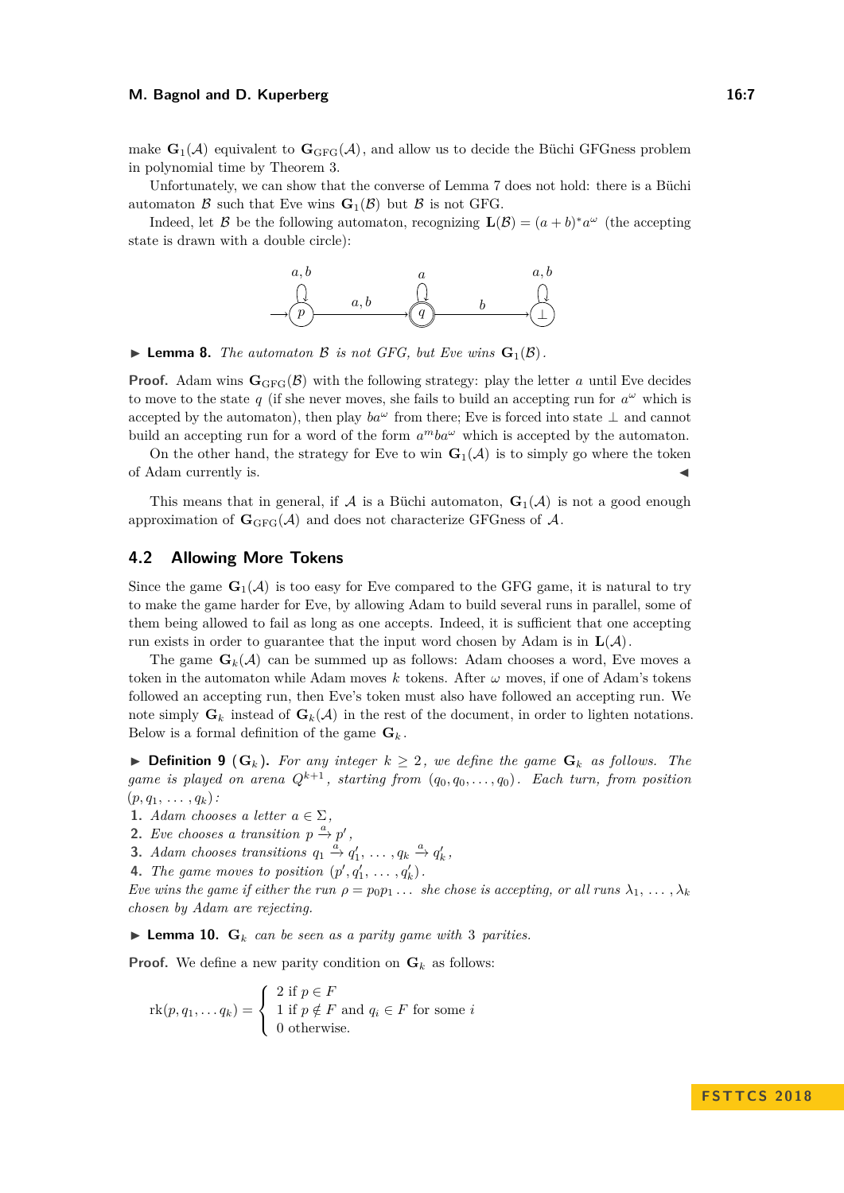make $\mathbf{G}_1(\mathcal{A})$ equivalent to $\mathbf{G}_{\mathrm{GFG}}(\mathcal{A})$, and allow us to decide the Büchi GFGness problem in polynomial time by Theorem 3.

Unfortunately, we can show that the converse of Lemma 7 does not hold: there is a Büchi automaton $\mathcal{B}$ such that Eve wins $\mathbf{G}_1(\mathcal{B})$ but $\mathcal{B}$ is not GFG.

Indeed, let $\mathcal{B}$ be the following automaton, recognizing $\mathbf{L}(\mathcal{B}) = (a+b)^*a^\omega$ (the accepting state is drawn with a double circle):

▶ **Lemma 8.** *The automaton $\mathcal{B}$ is not GFG, but Eve wins $\mathbf{G}_1(\mathcal{B})$.*

**Proof.** Adam wins $\mathbf{G}_{\mathrm{GFG}}(\mathcal{B})$ with the following strategy: play the letter $a$ until Eve decides to move to the state $q$ (if she never moves, she fails to build an accepting run for $a^\omega$ which is accepted by the automaton), then play $ba^\omega$ from there; Eve is forced into state $\perp$ and cannot build an accepting run for a word of the form $a^m ba^\omega$ which is accepted by the automaton.

On the other hand, the strategy for Eve to win $\mathbf{G}_1(\mathcal{A})$ is to simply go where the token of Adam currently is. ◀

This means that in general, if $\mathcal{A}$ is a Büchi automaton, $\mathbf{G}_1(\mathcal{A})$ is not a good enough approximation of $\mathbf{G}_{\mathrm{GFG}}(\mathcal{A})$ and does not characterize GFGness of $\mathcal{A}$.

## 4.2 Allowing More Tokens

Since the game $\mathbf{G}_1(\mathcal{A})$ is too easy for Eve compared to the GFG game, it is natural to try to make the game harder for Eve, by allowing Adam to build several runs in parallel, some of them being allowed to fail as long as one accepts. Indeed, it is sufficient that one accepting run exists in order to guarantee that the input word chosen by Adam is in $\mathbf{L}(\mathcal{A})$.

The game $\mathbf{G}_k(\mathcal{A})$ can be summed up as follows: Adam chooses a word, Eve moves a token in the automaton while Adam moves $k$ tokens. After $\omega$ moves, if one of Adam's tokens followed an accepting run, then Eve's token must also have followed an accepting run. We note simply $\mathbf{G}_k$ instead of $\mathbf{G}_k(\mathcal{A})$ in the rest of the document, in order to lighten notations. Below is a formal definition of the game $\mathbf{G}_k$.

▶ **Definition 9** ($\mathbf{G}_k$)**.** *For any integer $k \geq 2$, we define the game $\mathbf{G}_k$ as follows. The game is played on arena $Q^{k+1}$, starting from $(q_0, q_0, \ldots, q_0)$. Each turn, from position $(p, q_1, \ldots, q_k)$:*

1. *Adam chooses a letter $a \in \Sigma$,*
2. *Eve chooses a transition $p \xrightarrow{a} p'$,*
3. *Adam chooses transitions $q_1 \xrightarrow{a} q_1', \ldots, q_k \xrightarrow{a} q_k'$,*
4. *The game moves to position $(p', q_1', \ldots, q_k')$.*

*Eve wins the game if either the run $\rho = p_0 p_1 \ldots$ she chose is accepting, or all runs $\lambda_1, \ldots, \lambda_k$ chosen by Adam are rejecting.*

▶ **Lemma 10.** *$\mathbf{G}_k$ can be seen as a parity game with 3 parities.*

**Proof.** We define a new parity condition on $\mathbf{G}_k$ as follows:

$$\mathrm{rk}(p, q_1, \ldots q_k) = \begin{cases} 2 \text{ if } p \in F \\ 1 \text{ if } p \notin F \text{ and } q_i \in F \text{ for some } i \\ 0 \text{ otherwise.} \end{cases}$$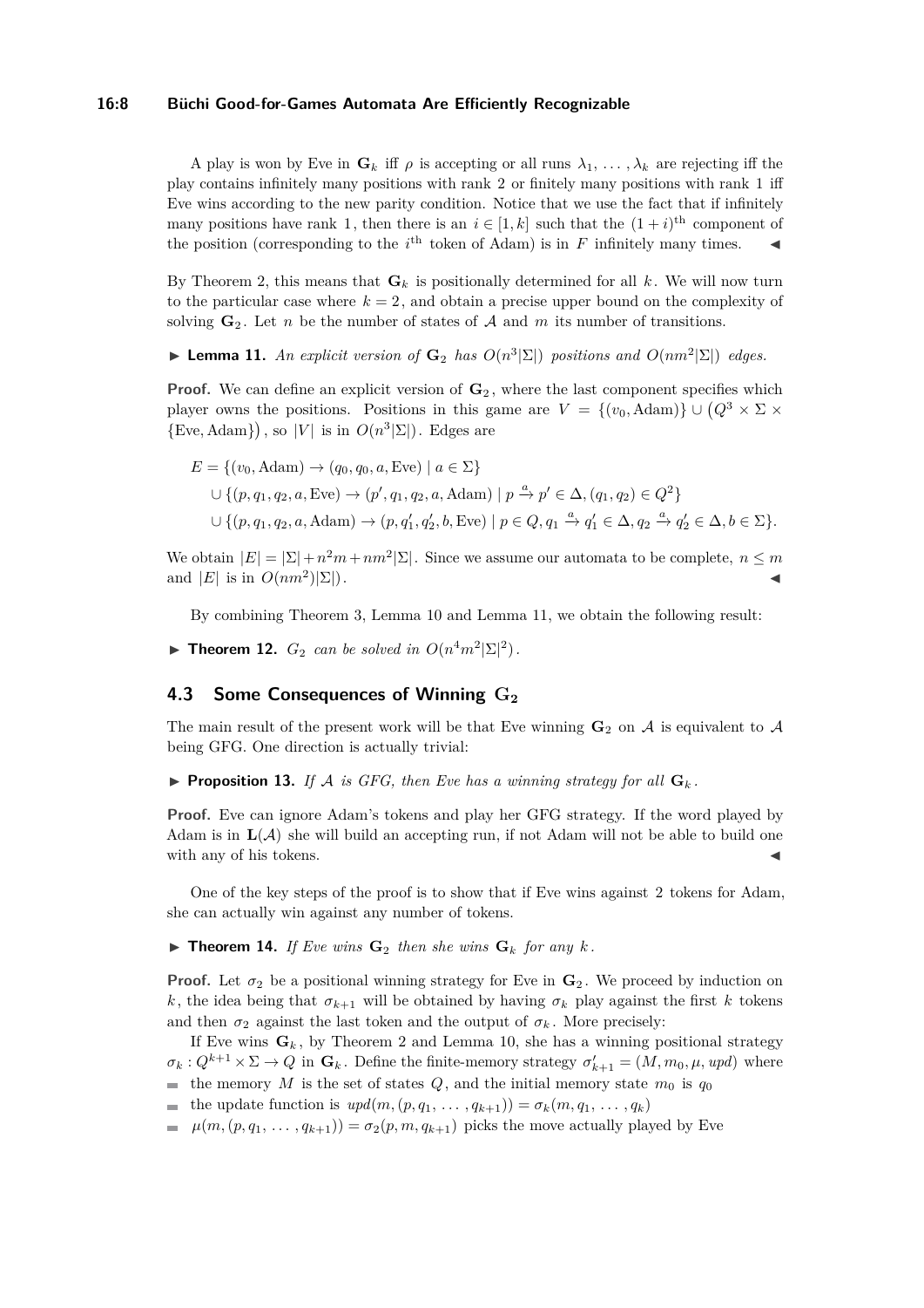A play is won by Eve in $\mathbf{G}_k$ iff $\rho$ is accepting or all runs $\lambda_1, \ldots, \lambda_k$ are rejecting iff the play contains infinitely many positions with rank 2 or finitely many positions with rank 1 iff Eve wins according to the new parity condition. Notice that we use the fact that if infinitely many positions have rank 1, then there is an $i \in [1, k]$ such that the $(1+i)^{\text{th}}$ component of the position (corresponding to the $i^{\text{th}}$ token of Adam) is in $F$ infinitely many times. ◀

By Theorem 2, this means that $\mathbf{G}_k$ is positionally determined for all $k$. We will now turn to the particular case where $k = 2$, and obtain a precise upper bound on the complexity of solving $\mathbf{G}_2$. Let $n$ be the number of states of $\mathcal{A}$ and $m$ its number of transitions.

▶ **Lemma 11.** *An explicit version of $\mathbf{G}_2$ has $O(n^3|\Sigma|)$ positions and $O(nm^2|\Sigma|)$ edges.*

**Proof.** We can define an explicit version of $\mathbf{G}_2$, where the last component specifies which player owns the positions. Positions in this game are $V = \{(v_0, \text{Adam})\} \cup \big(Q^3 \times \Sigma \times \{\text{Eve}, \text{Adam}\}\big)$, so $|V|$ is in $O(n^3|\Sigma|)$. Edges are

$$
\begin{aligned}
E = &\{(v_0, \text{Adam}) \to (q_0, q_0, a, \text{Eve}) \mid a \in \Sigma\} \\
&\cup \{(p, q_1, q_2, a, \text{Eve}) \to (p', q_1, q_2, a, \text{Adam}) \mid p \xrightarrow{a} p' \in \Delta, (q_1, q_2) \in Q^2\} \\
&\cup \{(p, q_1, q_2, a, \text{Adam}) \to (p, q_1', q_2', b, \text{Eve}) \mid p \in Q, q_1 \xrightarrow{a} q_1' \in \Delta, q_2 \xrightarrow{a} q_2' \in \Delta, b \in \Sigma\}.
\end{aligned}
$$

We obtain $|E| = |\Sigma| + n^2m + nm^2|\Sigma|$. Since we assume our automata to be complete, $n \leq m$ and $|E|$ is in $O(nm^2)|\Sigma|)$. ◀

By combining Theorem 3, Lemma 10 and Lemma 11, we obtain the following result:

▶ **Theorem 12.** *$G_2$ can be solved in $O(n^4m^2|\Sigma|^2)$.*

## 4.3 Some Consequences of Winning $\mathbf{G}_2$

The main result of the present work will be that Eve winning $\mathbf{G}_2$ on $\mathcal{A}$ is equivalent to $\mathcal{A}$ being GFG. One direction is actually trivial:

▶ **Proposition 13.** *If $\mathcal{A}$ is GFG, then Eve has a winning strategy for all $\mathbf{G}_k$.*

**Proof.** Eve can ignore Adam's tokens and play her GFG strategy. If the word played by Adam is in $\mathbf{L}(\mathcal{A})$ she will build an accepting run, if not Adam will not be able to build one with any of his tokens. ◀

One of the key steps of the proof is to show that if Eve wins against 2 tokens for Adam, she can actually win against any number of tokens.

▶ **Theorem 14.** *If Eve wins $\mathbf{G}_2$ then she wins $\mathbf{G}_k$ for any $k$.*

**Proof.** Let $\sigma_2$ be a positional winning strategy for Eve in $\mathbf{G}_2$. We proceed by induction on $k$, the idea being that $\sigma_{k+1}$ will be obtained by having $\sigma_k$ play against the first $k$ tokens and then $\sigma_2$ against the last token and the output of $\sigma_k$. More precisely:

If Eve wins $\mathbf{G}_k$, by Theorem 2 and Lemma 10, she has a winning positional strategy $\sigma_k : Q^{k+1} \times \Sigma \to Q$ in $\mathbf{G}_k$. Define the finite-memory strategy $\sigma'_{k+1} = (M, m_0, \mu, upd)$ where

- the memory $M$ is the set of states $Q$, and the initial memory state $m_0$ is $q_0$
- the update function is $upd(m, (p, q_1, \ldots, q_{k+1})) = \sigma_k(m, q_1, \ldots, q_k)$
- $\mu(m, (p, q_1, \ldots, q_{k+1})) = \sigma_2(p, m, q_{k+1})$ picks the move actually played by Eve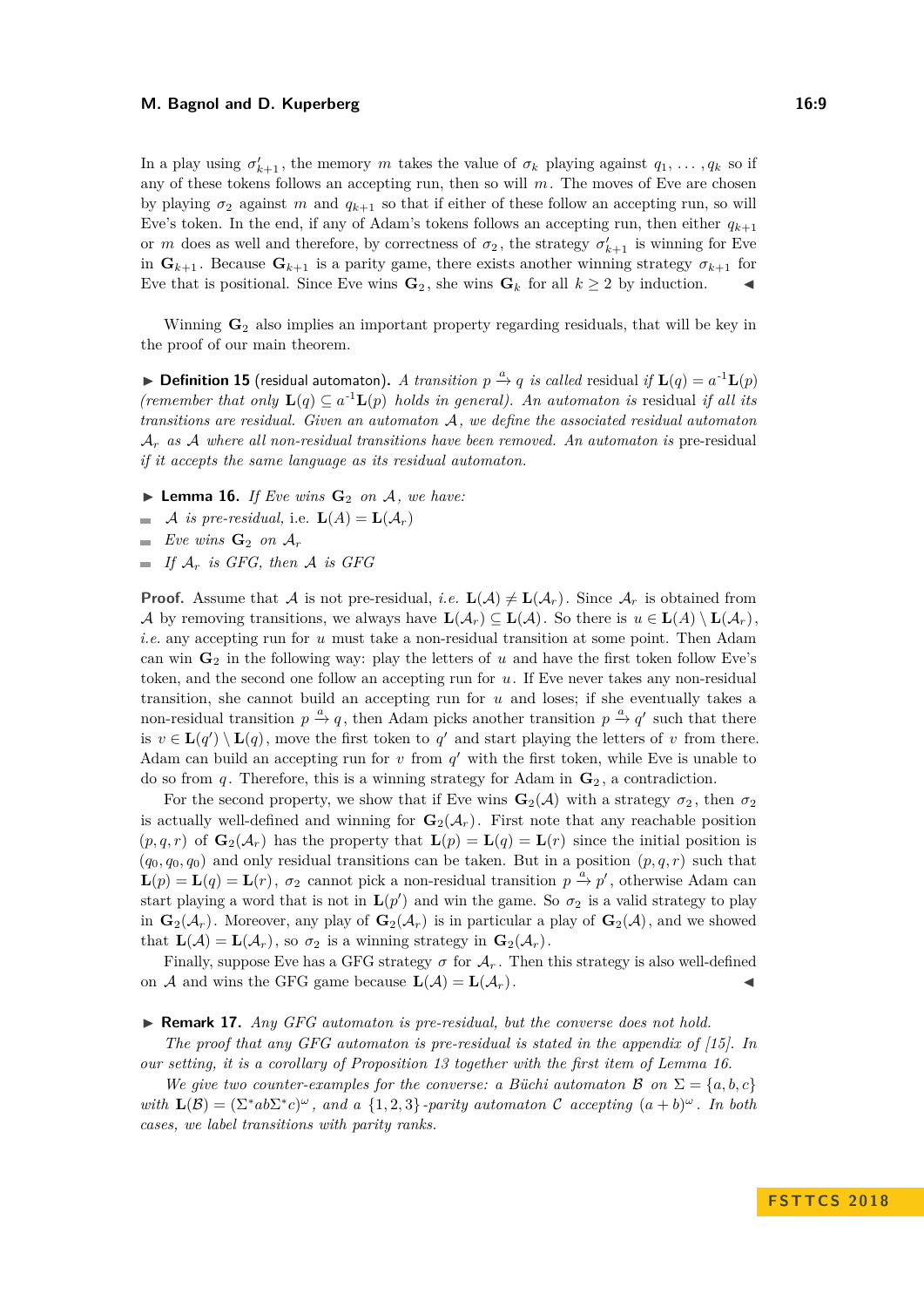In a play using $\sigma'_{k+1}$, the memory $m$ takes the value of $\sigma_k$ playing against $q_1, \ldots, q_k$ so if any of these tokens follows an accepting run, then so will $m$. The moves of Eve are chosen by playing $\sigma_2$ against $m$ and $q_{k+1}$ so that if either of these follow an accepting run, so will Eve's token. In the end, if any of Adam's tokens follows an accepting run, then either $q_{k+1}$ or $m$ does as well and therefore, by correctness of $\sigma_2$, the strategy $\sigma'_{k+1}$ is winning for Eve in $\mathbf{G}_{k+1}$. Because $\mathbf{G}_{k+1}$ is a parity game, there exists another winning strategy $\sigma_{k+1}$ for Eve that is positional. Since Eve wins $\mathbf{G}_2$, she wins $\mathbf{G}_k$ for all $k \geq 2$ by induction. ◀

Winning $\mathbf{G}_2$ also implies an important property regarding residuals, that will be key in the proof of our main theorem.

▶ **Definition 15** (residual automaton). *A transition $p \xrightarrow{a} q$ is called* residual *if $\mathbf{L}(q) = a^{-1}\mathbf{L}(p)$ (remember that only $\mathbf{L}(q) \subseteq a^{-1}\mathbf{L}(p)$ holds in general). An automaton is* residual *if all its transitions are residual. Given an automaton $\mathcal{A}$, we define the associated residual automaton $\mathcal{A}_r$ as $\mathcal{A}$ where all non-residual transitions have been removed. An automaton is* pre-residual *if it accepts the same language as its residual automaton.*

▶ **Lemma 16.** *If Eve wins $\mathbf{G}_2$ on $\mathcal{A}$, we have:*

- *$\mathcal{A}$ is pre-residual,* i.e. $\mathbf{L}(A) = \mathbf{L}(\mathcal{A}_r)$
- *Eve wins $\mathbf{G}_2$ on $\mathcal{A}_r$*
- *If $\mathcal{A}_r$ is GFG, then $\mathcal{A}$ is GFG*

**Proof.** Assume that $\mathcal{A}$ is not pre-residual, *i.e.* $\mathbf{L}(\mathcal{A}) \neq \mathbf{L}(\mathcal{A}_r)$. Since $\mathcal{A}_r$ is obtained from $\mathcal{A}$ by removing transitions, we always have $\mathbf{L}(\mathcal{A}_r) \subseteq \mathbf{L}(\mathcal{A})$. So there is $u \in \mathbf{L}(\mathcal{A}) \setminus \mathbf{L}(\mathcal{A}_r)$, *i.e.* any accepting run for $u$ must take a non-residual transition at some point. Then Adam can win $\mathbf{G}_2$ in the following way: play the letters of $u$ and have the first token follow Eve's token, and the second one follow an accepting run for $u$. If Eve never takes any non-residual transition, she cannot build an accepting run for $u$ and loses; if she eventually takes a non-residual transition $p \xrightarrow{a} q$, then Adam picks another transition $p \xrightarrow{a} q'$ such that there is $v \in \mathbf{L}(q') \setminus \mathbf{L}(q)$, move the first token to $q'$ and start playing the letters of $v$ from there. Adam can build an accepting run for $v$ from $q'$ with the first token, while Eve is unable to do so from $q$. Therefore, this is a winning strategy for Adam in $\mathbf{G}_2$, a contradiction.

For the second property, we show that if Eve wins $\mathbf{G}_2(\mathcal{A})$ with a strategy $\sigma_2$, then $\sigma_2$ is actually well-defined and winning for $\mathbf{G}_2(\mathcal{A}_r)$. First note that any reachable position $(p, q, r)$ of $\mathbf{G}_2(\mathcal{A}_r)$ has the property that $\mathbf{L}(p) = \mathbf{L}(q) = \mathbf{L}(r)$ since the initial position is $(q_0, q_0, q_0)$ and only residual transitions can be taken. But in a position $(p, q, r)$ such that $\mathbf{L}(p) = \mathbf{L}(q) = \mathbf{L}(r)$, $\sigma_2$ cannot pick a non-residual transition $p \xrightarrow{a} p'$, otherwise Adam can start playing a word that is not in $\mathbf{L}(p')$ and win the game. So $\sigma_2$ is a valid strategy to play in $\mathbf{G}_2(\mathcal{A}_r)$. Moreover, any play of $\mathbf{G}_2(\mathcal{A}_r)$ is in particular a play of $\mathbf{G}_2(\mathcal{A})$, and we showed that $\mathbf{L}(\mathcal{A}) = \mathbf{L}(\mathcal{A}_r)$, so $\sigma_2$ is a winning strategy in $\mathbf{G}_2(\mathcal{A}_r)$.

Finally, suppose Eve has a GFG strategy $\sigma$ for $\mathcal{A}_r$. Then this strategy is also well-defined on $\mathcal{A}$ and wins the GFG game because $\mathbf{L}(\mathcal{A}) = \mathbf{L}(\mathcal{A}_r)$. ◀

▶ **Remark 17.** *Any GFG automaton is pre-residual, but the converse does not hold.*

*The proof that any GFG automaton is pre-residual is stated in the appendix of [15]. In our setting, it is a corollary of Proposition 13 together with the first item of Lemma 16.*

*We give two counter-examples for the converse: a Büchi automaton $\mathcal{B}$ on $\Sigma = \{a, b, c\}$ with $\mathbf{L}(\mathcal{B}) = (\Sigma^* ab \Sigma^* c)^\omega$, and a $\{1, 2, 3\}$-parity automaton $\mathcal{C}$ accepting $(a + b)^\omega$. In both cases, we label transitions with parity ranks.*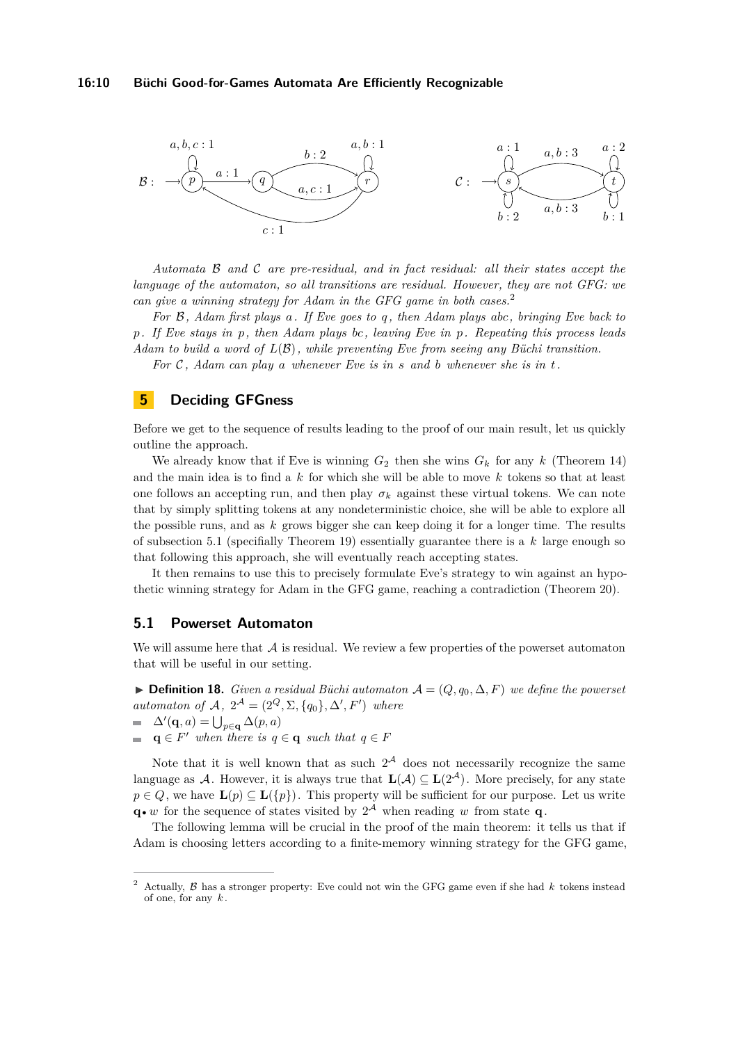*Automata $\mathcal{B}$ and $\mathcal{C}$ are pre-residual, and in fact residual: all their states accept the language of the automaton, so all transitions are residual. However, they are not GFG: we can give a winning strategy for Adam in the GFG game in both cases.*[2]

*For $\mathcal{B}$, Adam first plays $a$. If Eve goes to $q$, then Adam plays $abc$, bringing Eve back to $p$. If Eve stays in $p$, then Adam plays $bc$, leaving Eve in $p$. Repeating this process leads Adam to build a word of $L(\mathcal{B})$, while preventing Eve from seeing any Büchi transition.*

*For $\mathcal{C}$, Adam can play $a$ whenever Eve is in $s$ and $b$ whenever she is in $t$.*

## 5 Deciding GFGness

Before we get to the sequence of results leading to the proof of our main result, let us quickly outline the approach.

We already know that if Eve is winning $G_2$ then she wins $G_k$ for any $k$ (Theorem 14) and the main idea is to find a $k$ for which she will be able to move $k$ tokens so that at least one follows an accepting run, and then play $\sigma_k$ against these virtual tokens. We can note that by simply splitting tokens at any nondeterministic choice, she will be able to explore all the possible runs, and as $k$ grows bigger she can keep doing it for a longer time. The results of subsection 5.1 (specifially Theorem 19) essentially guarantee there is a $k$ large enough so that following this approach, she will eventually reach accepting states.

It then remains to use this to precisely formulate Eve's strategy to win against an hypothetic winning strategy for Adam in the GFG game, reaching a contradiction (Theorem 20).

### 5.1 Powerset Automaton

We will assume here that $\mathcal{A}$ is residual. We review a few properties of the powerset automaton that will be useful in our setting.

▶ **Definition 18.** *Given a residual Büchi automaton $\mathcal{A} = (Q, q_0, \Delta, F)$ we define the powerset automaton of $\mathcal{A}$, $2^{\mathcal{A}} = (2^Q, \Sigma, \{q_0\}, \Delta', F')$ where*

- $\Delta'(\mathbf{q}, a) = \bigcup_{p \in \mathbf{q}} \Delta(p, a)$
- $\mathbf{q} \in F'$ *when there is $q \in \mathbf{q}$ such that $q \in F$*

Note that it is well known that such $2^{\mathcal{A}}$ does not necessarily recognize the same language as $\mathcal{A}$. However, it is always true that $\mathbf{L}(\mathcal{A}) \subseteq \mathbf{L}(2^{\mathcal{A}})$. More precisely, for any state $p \in Q$, we have $\mathbf{L}(p) \subseteq \mathbf{L}(\{p\})$. This property will be sufficient for our purpose. Let us write $\mathbf{q} \bullet w$ for the sequence of states visited by $2^{\mathcal{A}}$ when reading $w$ from state $\mathbf{q}$.

The following lemma will be crucial in the proof of the main theorem: it tells us that if Adam is choosing letters according to a finite-memory winning strategy for the GFG game,

[2] Actually, $\mathcal{B}$ has a stronger property: Eve could not win the GFG game even if she had $k$ tokens instead of one, for any $k$.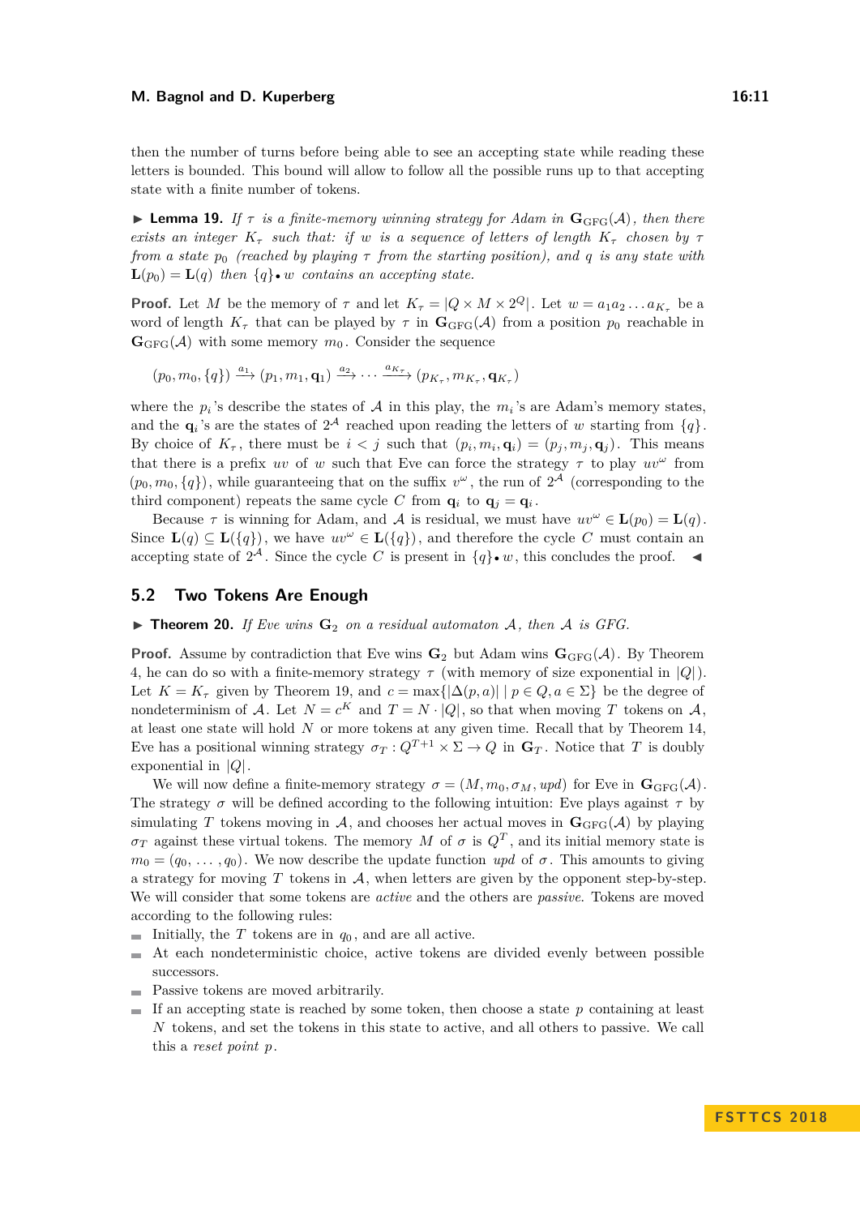then the number of turns before being able to see an accepting state while reading these letters is bounded. This bound will allow to follow all the possible runs up to that accepting state with a finite number of tokens.

▶ **Lemma 19.** *If $\tau$ is a finite-memory winning strategy for Adam in $\mathbf{G}_{\text{GFG}}(\mathcal{A})$, then there exists an integer $K_\tau$ such that: if $w$ is a sequence of letters of length $K_\tau$ chosen by $\tau$ from a state $p_0$ (reached by playing $\tau$ from the starting position), and $q$ is any state with $\mathbf{L}(p_0) = \mathbf{L}(q)$ then $\{q\} \bullet w$ contains an accepting state.*

**Proof.** Let $M$ be the memory of $\tau$ and let $K_\tau = |Q \times M \times 2^Q|$. Let $w = a_1 a_2 \dots a_{K_\tau}$ be a word of length $K_\tau$ that can be played by $\tau$ in $\mathbf{G}_{\text{GFG}}(\mathcal{A})$ from a position $p_0$ reachable in $\mathbf{G}_{\text{GFG}}(\mathcal{A})$ with some memory $m_0$. Consider the sequence

$$(p_0, m_0, \{q\}) \xrightarrow{a_1} (p_1, m_1, \mathbf{q}_1) \xrightarrow{a_2} \cdots \xrightarrow{a_{K_\tau}} (p_{K_\tau}, m_{K_\tau}, \mathbf{q}_{K_\tau})$$

where the $p_i$'s describe the states of $\mathcal{A}$ in this play, the $m_i$'s are Adam's memory states, and the $\mathbf{q}_i$'s are the states of $2^{\mathcal{A}}$ reached upon reading the letters of $w$ starting from $\{q\}$. By choice of $K_\tau$, there must be $i < j$ such that $(p_i, m_i, \mathbf{q}_i) = (p_j, m_j, \mathbf{q}_j)$. This means that there is a prefix $uv$ of $w$ such that Eve can force the strategy $\tau$ to play $uv^\omega$ from $(p_0, m_0, \{q\})$, while guaranteeing that on the suffix $v^\omega$, the run of $2^{\mathcal{A}}$ (corresponding to the third component) repeats the same cycle $C$ from $\mathbf{q}_i$ to $\mathbf{q}_j = \mathbf{q}_i$.

Because $\tau$ is winning for Adam, and $\mathcal{A}$ is residual, we must have $uv^\omega \in \mathbf{L}(p_0) = \mathbf{L}(q)$. Since $\mathbf{L}(q) \subseteq \mathbf{L}(\{q\})$, we have $uv^\omega \in \mathbf{L}(\{q\})$, and therefore the cycle $C$ must contain an accepting state of $2^{\mathcal{A}}$. Since the cycle $C$ is present in $\{q\} \bullet w$, this concludes the proof. ◀

## 5.2 Two Tokens Are Enough

▶ **Theorem 20.** *If Eve wins $\mathbf{G}_2$ on a residual automaton $\mathcal{A}$, then $\mathcal{A}$ is GFG.*

**Proof.** Assume by contradiction that Eve wins $\mathbf{G}_2$ but Adam wins $\mathbf{G}_{\text{GFG}}(\mathcal{A})$. By Theorem 4, he can do so with a finite-memory strategy $\tau$ (with memory of size exponential in $|Q|$). Let $K = K_\tau$ given by Theorem 19, and $c = \max\{|\Delta(p, a)| \mid p \in Q, a \in \Sigma\}$ be the degree of nondeterminism of $\mathcal{A}$. Let $N = c^K$ and $T = N \cdot |Q|$, so that when moving $T$ tokens on $\mathcal{A}$, at least one state will hold $N$ or more tokens at any given time. Recall that by Theorem 14, Eve has a positional winning strategy $\sigma_T : Q^{T+1} \times \Sigma \to Q$ in $\mathbf{G}_T$. Notice that $T$ is doubly exponential in $|Q|$.

We will now define a finite-memory strategy $\sigma = (M, m_0, \sigma_M, upd)$ for Eve in $\mathbf{G}_{\text{GFG}}(\mathcal{A})$. The strategy $\sigma$ will be defined according to the following intuition: Eve plays against $\tau$ by simulating $T$ tokens moving in $\mathcal{A}$, and chooses her actual moves in $\mathbf{G}_{\text{GFG}}(\mathcal{A})$ by playing $\sigma_T$ against these virtual tokens. The memory $M$ of $\sigma$ is $Q^T$, and its initial memory state is $m_0 = (q_0, \dots, q_0)$. We now describe the update function $upd$ of $\sigma$. This amounts to giving a strategy for moving $T$ tokens in $\mathcal{A}$, when letters are given by the opponent step-by-step. We will consider that some tokens are *active* and the others are *passive*. Tokens are moved according to the following rules:

- Initially, the $T$ tokens are in $q_0$, and are all active.
- At each nondeterministic choice, active tokens are divided evenly between possible successors.
- Passive tokens are moved arbitrarily.
- If an accepting state is reached by some token, then choose a state $p$ containing at least $N$ tokens, and set the tokens in this state to active, and all others to passive. We call this a *reset point* $p$.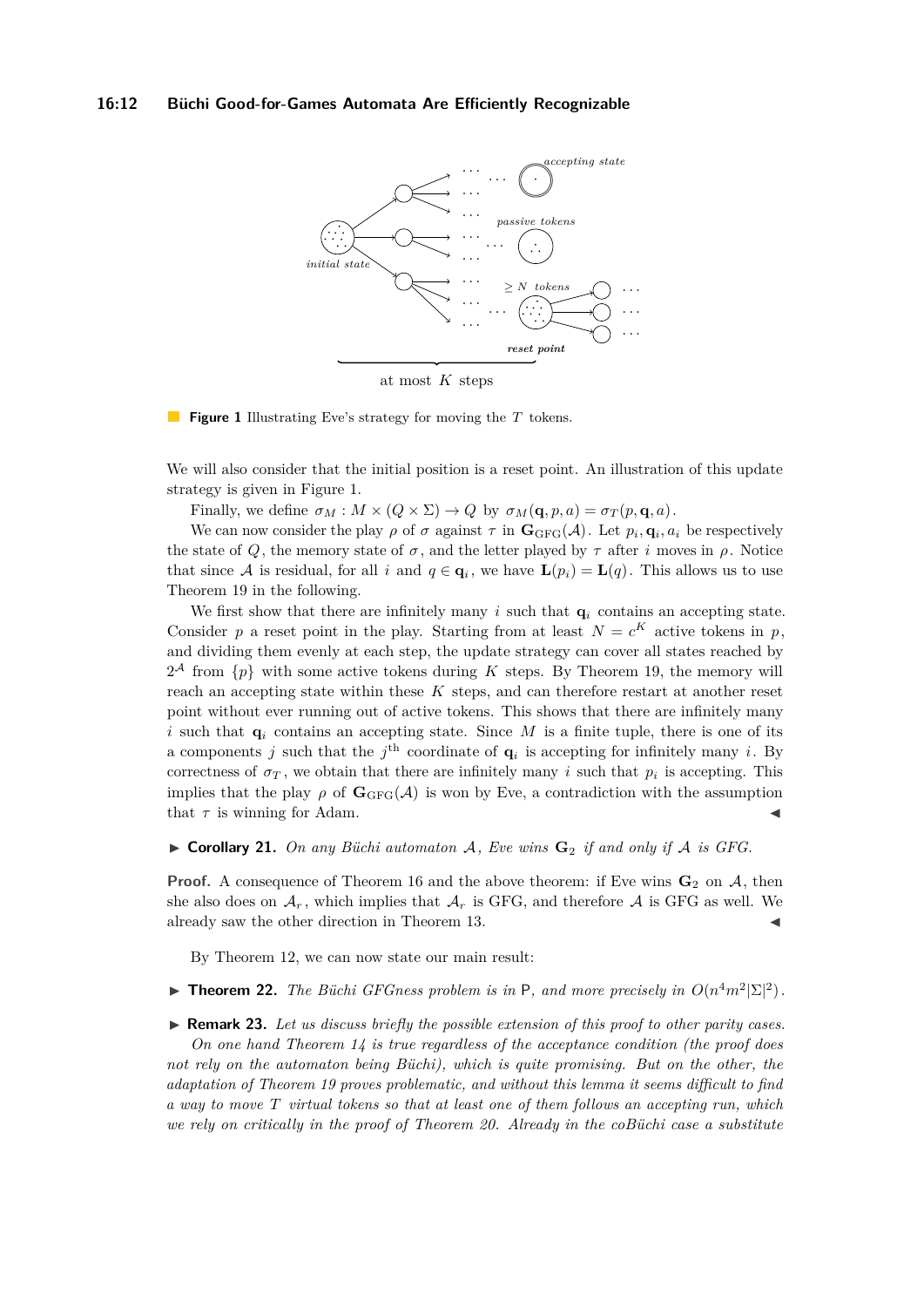**Figure 1** Illustrating Eve's strategy for moving the $T$ tokens.

We will also consider that the initial position is a reset point. An illustration of this update strategy is given in Figure 1.

Finally, we define $\sigma_M : M \times (Q \times \Sigma) \to Q$ by $\sigma_M(\mathbf{q}, p, a) = \sigma_T(p, \mathbf{q}, a)$.

We can now consider the play $\rho$ of $\sigma$ against $\tau$ in $\mathbf{G}_{\mathrm{GFG}}(\mathcal{A})$. Let $p_i, \mathbf{q}_i, a_i$ be respectively the state of $Q$, the memory state of $\sigma$, and the letter played by $\tau$ after $i$ moves in $\rho$. Notice that since $\mathcal{A}$ is residual, for all $i$ and $q \in \mathbf{q}_i$, we have $\mathbf{L}(p_i) = \mathbf{L}(q)$. This allows us to use Theorem 19 in the following.

We first show that there are infinitely many $i$ such that $\mathbf{q}_i$ contains an accepting state. Consider $p$ a reset point in the play. Starting from at least $N = c^K$ active tokens in $p$, and dividing them evenly at each step, the update strategy can cover all states reached by $2^{\mathcal{A}}$ from $\{p\}$ with some active tokens during $K$ steps. By Theorem 19, the memory will reach an accepting state within these $K$ steps, and can therefore restart at another reset point without ever running out of active tokens. This shows that there are infinitely many $i$ such that $\mathbf{q}_i$ contains an accepting state. Since $M$ is a finite tuple, there is one of its a components $j$ such that the $j^{\text{th}}$ coordinate of $\mathbf{q}_i$ is accepting for infinitely many $i$. By correctness of $\sigma_T$, we obtain that there are infinitely many $i$ such that $p_i$ is accepting. This implies that the play $\rho$ of $\mathbf{G}_{\mathrm{GFG}}(\mathcal{A})$ is won by Eve, a contradiction with the assumption that $\tau$ is winning for Adam. ◀

▶ **Corollary 21.** *On any Büchi automaton $\mathcal{A}$, Eve wins $\mathbf{G}_2$ if and only if $\mathcal{A}$ is GFG.*

**Proof.** A consequence of Theorem 16 and the above theorem: if Eve wins $\mathbf{G}_2$ on $\mathcal{A}$, then she also does on $\mathcal{A}_r$, which implies that $\mathcal{A}_r$ is GFG, and therefore $\mathcal{A}$ is GFG as well. We already saw the other direction in Theorem 13. ◀

By Theorem 12, we can now state our main result:

▶ **Theorem 22.** *The Büchi GFGness problem is in* P*, and more precisely in $O(n^4 m^2 |\Sigma|^2)$.*

▶ **Remark 23.** *Let us discuss briefly the possible extension of this proof to other parity cases.*

*On one hand Theorem 14 is true regardless of the acceptance condition (the proof does not rely on the automaton being Büchi), which is quite promising. But on the other, the adaptation of Theorem 19 proves problematic, and without this lemma it seems difficult to find a way to move $T$ virtual tokens so that at least one of them follows an accepting run, which we rely on critically in the proof of Theorem 20. Already in the coBüchi case a substitute*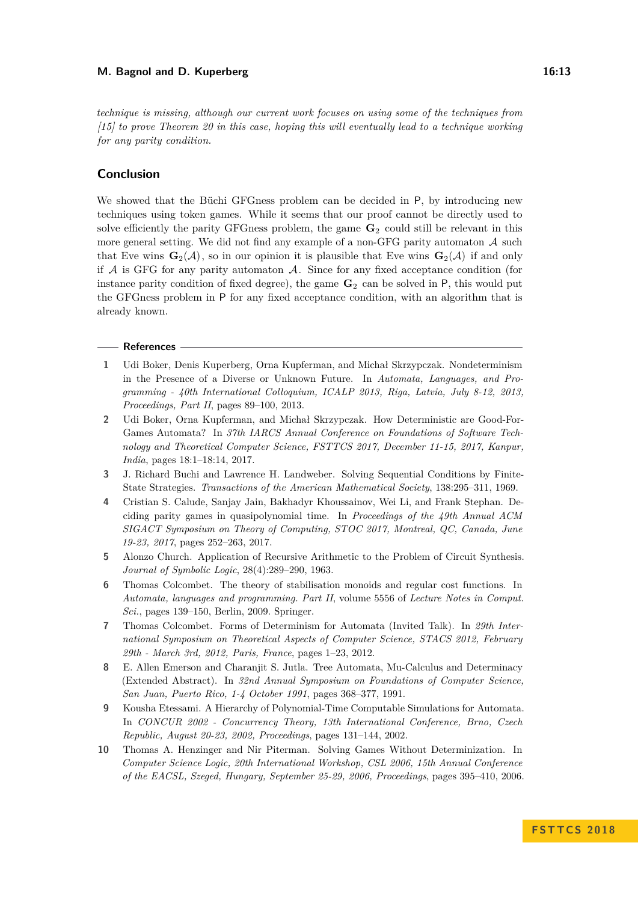*technique is missing, although our current work focuses on using some of the techniques from [15] to prove Theorem 20 in this case, hoping this will eventually lead to a technique working for any parity condition.*

## Conclusion

We showed that the Büchi GFGness problem can be decided in P, by introducing new techniques using token games. While it seems that our proof cannot be directly used to solve efficiently the parity GFGness problem, the game $\mathbf{G}_2$ could still be relevant in this more general setting. We did not find any example of a non-GFG parity automaton $\mathcal{A}$ such that Eve wins $\mathbf{G}_2(\mathcal{A})$, so in our opinion it is plausible that Eve wins $\mathbf{G}_2(\mathcal{A})$ if and only if $\mathcal{A}$ is GFG for any parity automaton $\mathcal{A}$. Since for any fixed acceptance condition (for instance parity condition of fixed degree), the game $\mathbf{G}_2$ can be solved in P, this would put the GFGness problem in P for any fixed acceptance condition, with an algorithm that is already known.

## References

1. Udi Boker, Denis Kuperberg, Orna Kupferman, and Michał Skrzypczak. Nondeterminism in the Presence of a Diverse or Unknown Future. In *Automata, Languages, and Programming - 40th International Colloquium, ICALP 2013, Riga, Latvia, July 8-12, 2013, Proceedings, Part II*, pages 89–100, 2013.
2. Udi Boker, Orna Kupferman, and Michał Skrzypczak. How Deterministic are Good-For-Games Automata? In *37th IARCS Annual Conference on Foundations of Software Technology and Theoretical Computer Science, FSTTCS 2017, December 11-15, 2017, Kanpur, India*, pages 18:1–18:14, 2017.
3. J. Richard Buchi and Lawrence H. Landweber. Solving Sequential Conditions by Finite-State Strategies. *Transactions of the American Mathematical Society*, 138:295–311, 1969.
4. Cristian S. Calude, Sanjay Jain, Bakhadyr Khoussainov, Wei Li, and Frank Stephan. Deciding parity games in quasipolynomial time. In *Proceedings of the 49th Annual ACM SIGACT Symposium on Theory of Computing, STOC 2017, Montreal, QC, Canada, June 19-23, 2017*, pages 252–263, 2017.
5. Alonzo Church. Application of Recursive Arithmetic to the Problem of Circuit Synthesis. *Journal of Symbolic Logic*, 28(4):289–290, 1963.
6. Thomas Colcombet. The theory of stabilisation monoids and regular cost functions. In *Automata, languages and programming. Part II*, volume 5556 of *Lecture Notes in Comput. Sci.*, pages 139–150, Berlin, 2009. Springer.
7. Thomas Colcombet. Forms of Determinism for Automata (Invited Talk). In *29th International Symposium on Theoretical Aspects of Computer Science, STACS 2012, February 29th - March 3rd, 2012, Paris, France*, pages 1–23, 2012.
8. E. Allen Emerson and Charanjit S. Jutla. Tree Automata, Mu-Calculus and Determinacy (Extended Abstract). In *32nd Annual Symposium on Foundations of Computer Science, San Juan, Puerto Rico, 1-4 October 1991*, pages 368–377, 1991.
9. Kousha Etessami. A Hierarchy of Polynomial-Time Computable Simulations for Automata. In *CONCUR 2002 - Concurrency Theory, 13th International Conference, Brno, Czech Republic, August 20-23, 2002, Proceedings*, pages 131–144, 2002.
10. Thomas A. Henzinger and Nir Piterman. Solving Games Without Determinization. In *Computer Science Logic, 20th International Workshop, CSL 2006, 15th Annual Conference of the EACSL, Szeged, Hungary, September 25-29, 2006, Proceedings*, pages 395–410, 2006.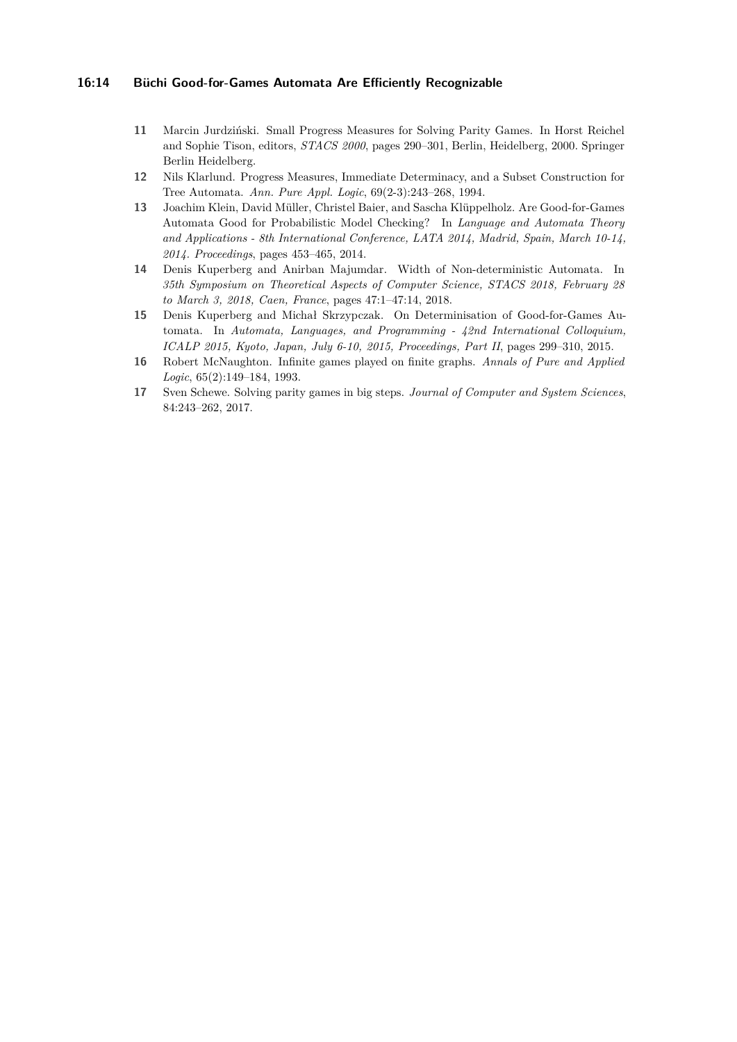11 Marcin Jurdziński. Small Progress Measures for Solving Parity Games. In Horst Reichel and Sophie Tison, editors, *STACS 2000*, pages 290–301, Berlin, Heidelberg, 2000. Springer Berlin Heidelberg.

12 Nils Klarlund. Progress Measures, Immediate Determinacy, and a Subset Construction for Tree Automata. *Ann. Pure Appl. Logic*, 69(2-3):243–268, 1994.

13 Joachim Klein, David Müller, Christel Baier, and Sascha Klüppelholz. Are Good-for-Games Automata Good for Probabilistic Model Checking? In *Language and Automata Theory and Applications - 8th International Conference, LATA 2014, Madrid, Spain, March 10-14, 2014. Proceedings*, pages 453–465, 2014.

14 Denis Kuperberg and Anirban Majumdar. Width of Non-deterministic Automata. In *35th Symposium on Theoretical Aspects of Computer Science, STACS 2018, February 28 to March 3, 2018, Caen, France*, pages 47:1–47:14, 2018.

15 Denis Kuperberg and Michał Skrzypczak. On Determinisation of Good-for-Games Automata. In *Automata, Languages, and Programming - 42nd International Colloquium, ICALP 2015, Kyoto, Japan, July 6-10, 2015, Proceedings, Part II*, pages 299–310, 2015.

16 Robert McNaughton. Infinite games played on finite graphs. *Annals of Pure and Applied Logic*, 65(2):149–184, 1993.

17 Sven Schewe. Solving parity games in big steps. *Journal of Computer and System Sciences*, 84:243–262, 2017.